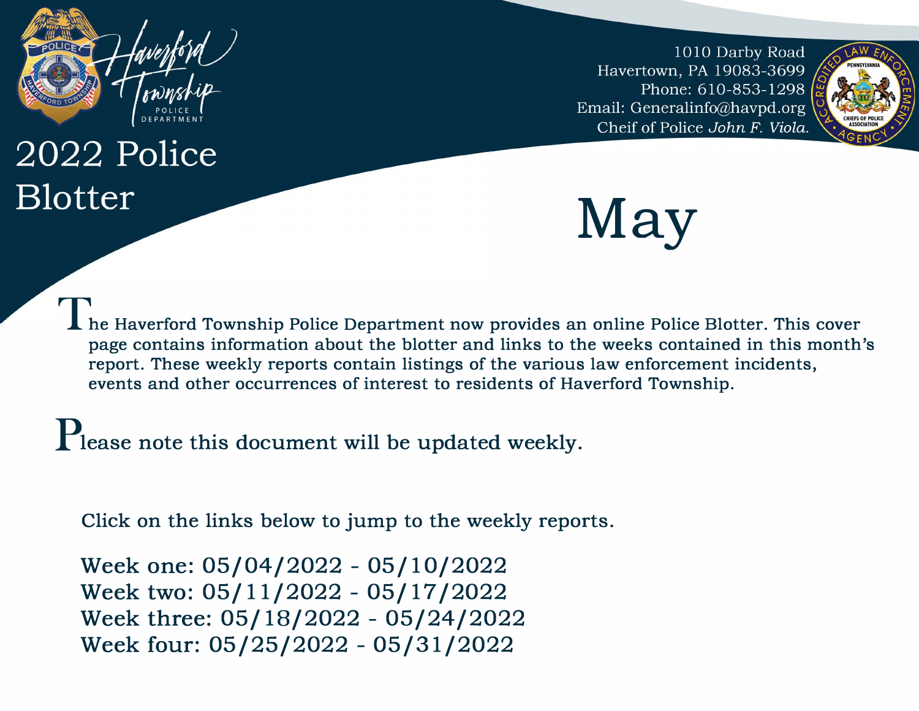Haverford Township Police Department

# 2022 Police Blotter

1010 Darby Road
Havertown, PA 19083-3699
Phone: 610-853-1298
Email: Generalinfo@havpd.org
Cheif of Police *John F. Viola.*

# May

The Haverford Township Police Department now provides an online Police Blotter. This cover page contains information about the blotter and links to the weeks contained in this month's report. These weekly reports contain listings of the various law enforcement incidents, events and other occurrences of interest to residents of Haverford Township.

Please note this document will be updated weekly.

Click on the links below to jump to the weekly reports.

Week one: 05/04/2022 - 05/10/2022
Week two: 05/11/2022 - 05/17/2022
Week three: 05/18/2022 - 05/24/2022
Week four: 05/25/2022 - 05/31/2022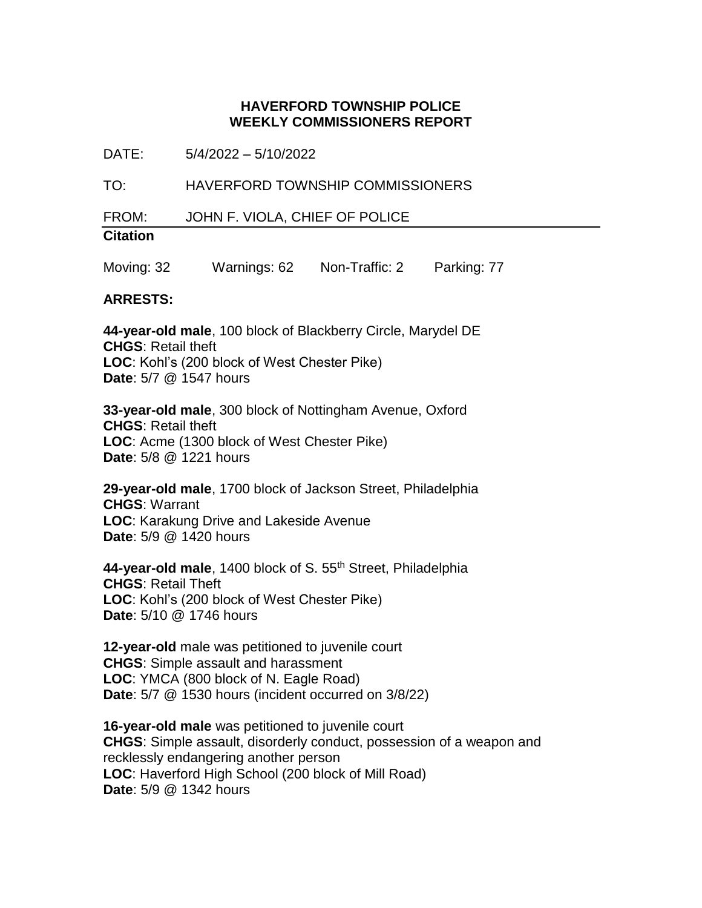**HAVERFORD TOWNSHIP POLICE**
**WEEKLY COMMISSIONERS REPORT**

DATE: 5/4/2022 – 5/10/2022

TO: HAVERFORD TOWNSHIP COMMISSIONERS

FROM: JOHN F. VIOLA, CHIEF OF POLICE

**Citation**

Moving: 32 Warnings: 62 Non-Traffic: 2 Parking: 77

**ARRESTS:**

**44-year-old male**, 100 block of Blackberry Circle, Marydel DE
**CHGS**: Retail theft
**LOC**: Kohl's (200 block of West Chester Pike)
**Date**: 5/7 @ 1547 hours

**33-year-old male**, 300 block of Nottingham Avenue, Oxford
**CHGS**: Retail theft
**LOC**: Acme (1300 block of West Chester Pike)
**Date**: 5/8 @ 1221 hours

**29-year-old male**, 1700 block of Jackson Street, Philadelphia
**CHGS**: Warrant
**LOC**: Karakung Drive and Lakeside Avenue
**Date**: 5/9 @ 1420 hours

**44-year-old male**, 1400 block of S. 55th Street, Philadelphia
**CHGS**: Retail Theft
**LOC**: Kohl's (200 block of West Chester Pike)
**Date**: 5/10 @ 1746 hours

**12-year-old** male was petitioned to juvenile court
**CHGS**: Simple assault and harassment
**LOC**: YMCA (800 block of N. Eagle Road)
**Date**: 5/7 @ 1530 hours (incident occurred on 3/8/22)

**16-year-old male** was petitioned to juvenile court
**CHGS**: Simple assault, disorderly conduct, possession of a weapon and recklessly endangering another person
**LOC**: Haverford High School (200 block of Mill Road)
**Date**: 5/9 @ 1342 hours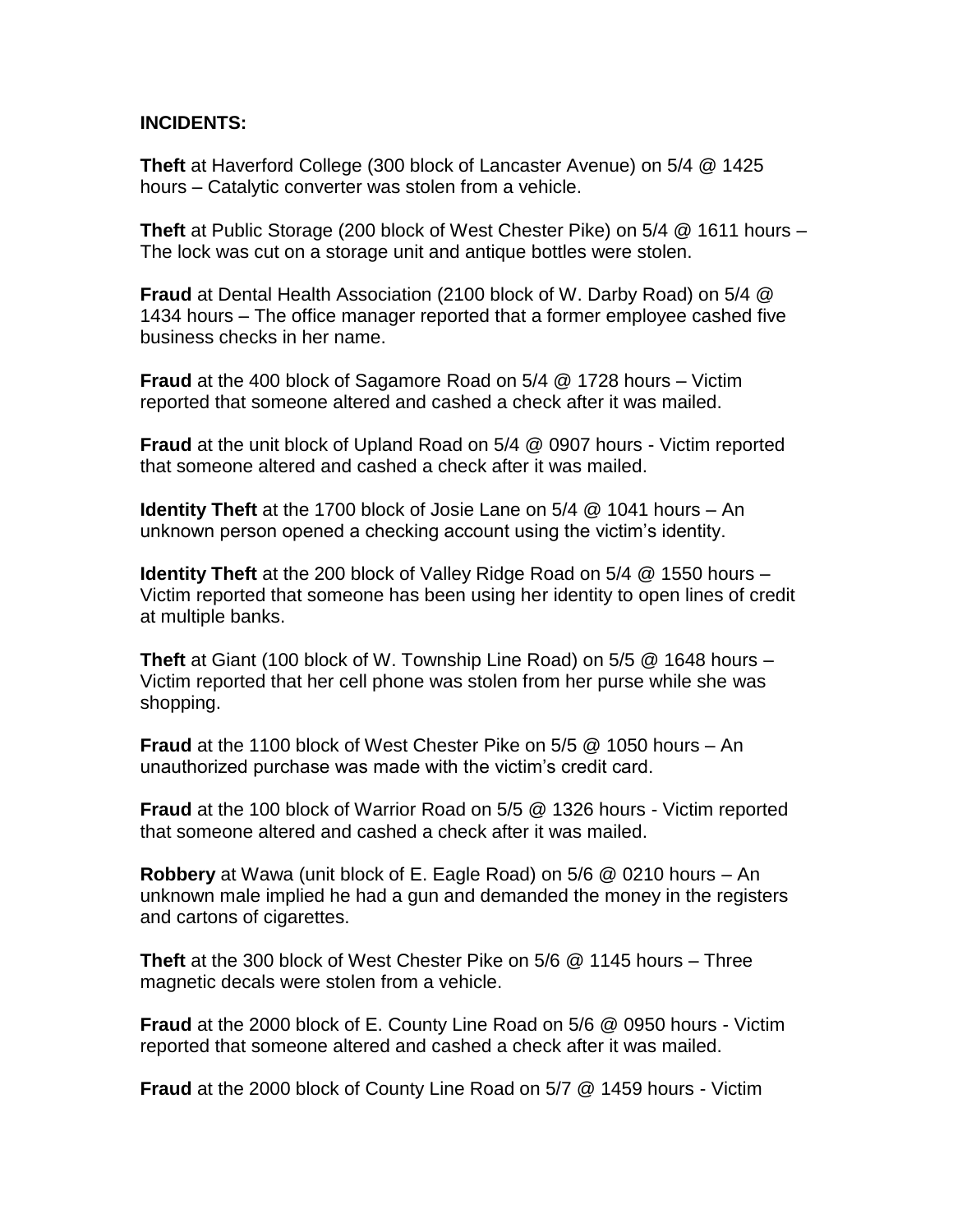**INCIDENTS:**

**Theft** at Haverford College (300 block of Lancaster Avenue) on 5/4 @ 1425 hours – Catalytic converter was stolen from a vehicle.

**Theft** at Public Storage (200 block of West Chester Pike) on 5/4 @ 1611 hours – The lock was cut on a storage unit and antique bottles were stolen.

**Fraud** at Dental Health Association (2100 block of W. Darby Road) on 5/4 @ 1434 hours – The office manager reported that a former employee cashed five business checks in her name.

**Fraud** at the 400 block of Sagamore Road on 5/4 @ 1728 hours – Victim reported that someone altered and cashed a check after it was mailed.

**Fraud** at the unit block of Upland Road on 5/4 @ 0907 hours - Victim reported that someone altered and cashed a check after it was mailed.

**Identity Theft** at the 1700 block of Josie Lane on 5/4 @ 1041 hours – An unknown person opened a checking account using the victim's identity.

**Identity Theft** at the 200 block of Valley Ridge Road on 5/4 @ 1550 hours – Victim reported that someone has been using her identity to open lines of credit at multiple banks.

**Theft** at Giant (100 block of W. Township Line Road) on 5/5 @ 1648 hours – Victim reported that her cell phone was stolen from her purse while she was shopping.

**Fraud** at the 1100 block of West Chester Pike on 5/5 @ 1050 hours – An unauthorized purchase was made with the victim's credit card.

**Fraud** at the 100 block of Warrior Road on 5/5 @ 1326 hours - Victim reported that someone altered and cashed a check after it was mailed.

**Robbery** at Wawa (unit block of E. Eagle Road) on 5/6 @ 0210 hours – An unknown male implied he had a gun and demanded the money in the registers and cartons of cigarettes.

**Theft** at the 300 block of West Chester Pike on 5/6 @ 1145 hours – Three magnetic decals were stolen from a vehicle.

**Fraud** at the 2000 block of E. County Line Road on 5/6 @ 0950 hours - Victim reported that someone altered and cashed a check after it was mailed.

**Fraud** at the 2000 block of County Line Road on 5/7 @ 1459 hours - Victim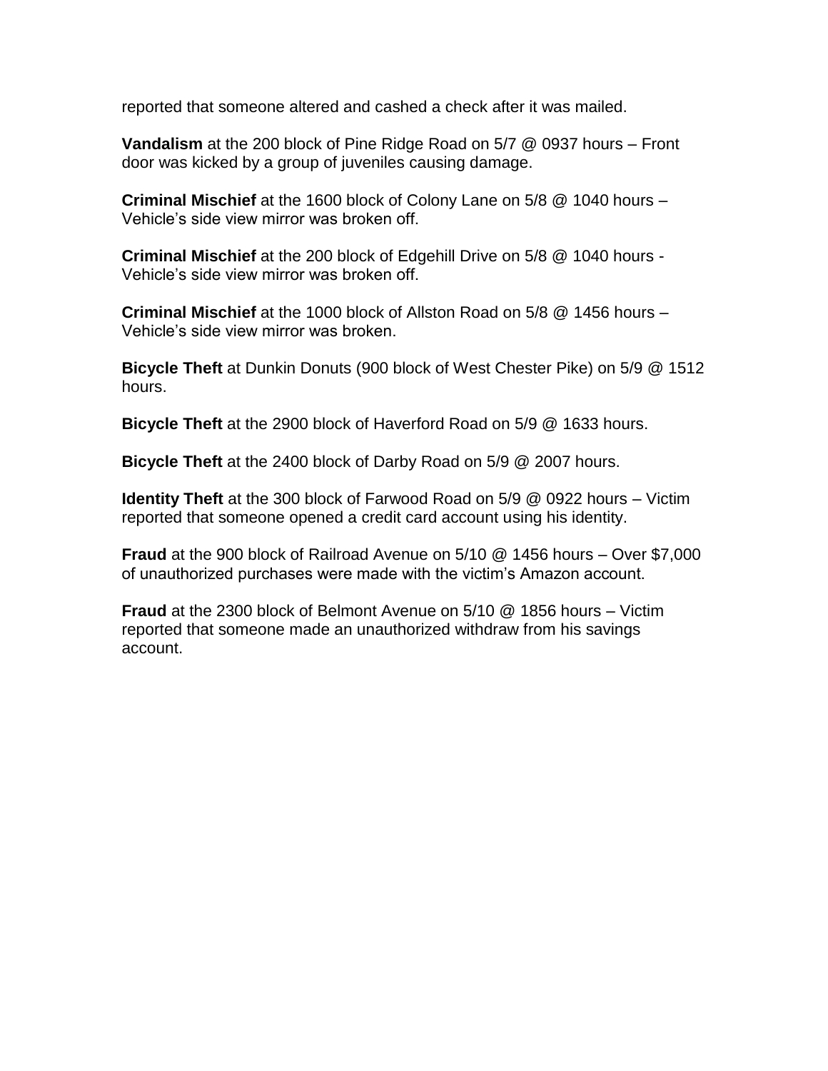reported that someone altered and cashed a check after it was mailed.

**Vandalism** at the 200 block of Pine Ridge Road on 5/7 @ 0937 hours – Front door was kicked by a group of juveniles causing damage.

**Criminal Mischief** at the 1600 block of Colony Lane on 5/8 @ 1040 hours – Vehicle's side view mirror was broken off.

**Criminal Mischief** at the 200 block of Edgehill Drive on 5/8 @ 1040 hours - Vehicle's side view mirror was broken off.

**Criminal Mischief** at the 1000 block of Allston Road on 5/8 @ 1456 hours – Vehicle's side view mirror was broken.

**Bicycle Theft** at Dunkin Donuts (900 block of West Chester Pike) on 5/9 @ 1512 hours.

**Bicycle Theft** at the 2900 block of Haverford Road on 5/9 @ 1633 hours.

**Bicycle Theft** at the 2400 block of Darby Road on 5/9 @ 2007 hours.

**Identity Theft** at the 300 block of Farwood Road on 5/9 @ 0922 hours – Victim reported that someone opened a credit card account using his identity.

**Fraud** at the 900 block of Railroad Avenue on 5/10 @ 1456 hours – Over $7,000 of unauthorized purchases were made with the victim's Amazon account.

**Fraud** at the 2300 block of Belmont Avenue on 5/10 @ 1856 hours – Victim reported that someone made an unauthorized withdraw from his savings account.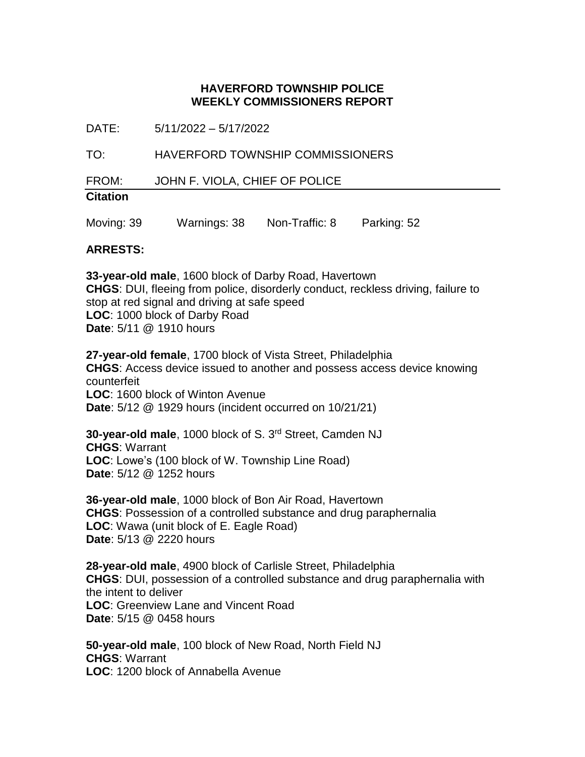**HAVERFORD TOWNSHIP POLICE**
**WEEKLY COMMISSIONERS REPORT**

DATE: 5/11/2022 – 5/17/2022

TO: HAVERFORD TOWNSHIP COMMISSIONERS

FROM: JOHN F. VIOLA, CHIEF OF POLICE

**Citation**

Moving: 39 Warnings: 38 Non-Traffic: 8 Parking: 52

**ARRESTS:**

**33-year-old male**, 1600 block of Darby Road, Havertown
**CHGS**: DUI, fleeing from police, disorderly conduct, reckless driving, failure to stop at red signal and driving at safe speed
**LOC**: 1000 block of Darby Road
**Date**: 5/11 @ 1910 hours

**27-year-old female**, 1700 block of Vista Street, Philadelphia
**CHGS**: Access device issued to another and possess access device knowing counterfeit
**LOC**: 1600 block of Winton Avenue
**Date**: 5/12 @ 1929 hours (incident occurred on 10/21/21)

**30-year-old male**, 1000 block of S. 3rd Street, Camden NJ
**CHGS**: Warrant
**LOC**: Lowe's (100 block of W. Township Line Road)
**Date**: 5/12 @ 1252 hours

**36-year-old male**, 1000 block of Bon Air Road, Havertown
**CHGS**: Possession of a controlled substance and drug paraphernalia
**LOC**: Wawa (unit block of E. Eagle Road)
**Date**: 5/13 @ 2220 hours

**28-year-old male**, 4900 block of Carlisle Street, Philadelphia
**CHGS**: DUI, possession of a controlled substance and drug paraphernalia with the intent to deliver
**LOC**: Greenview Lane and Vincent Road
**Date**: 5/15 @ 0458 hours

**50-year-old male**, 100 block of New Road, North Field NJ
**CHGS**: Warrant
**LOC**: 1200 block of Annabella Avenue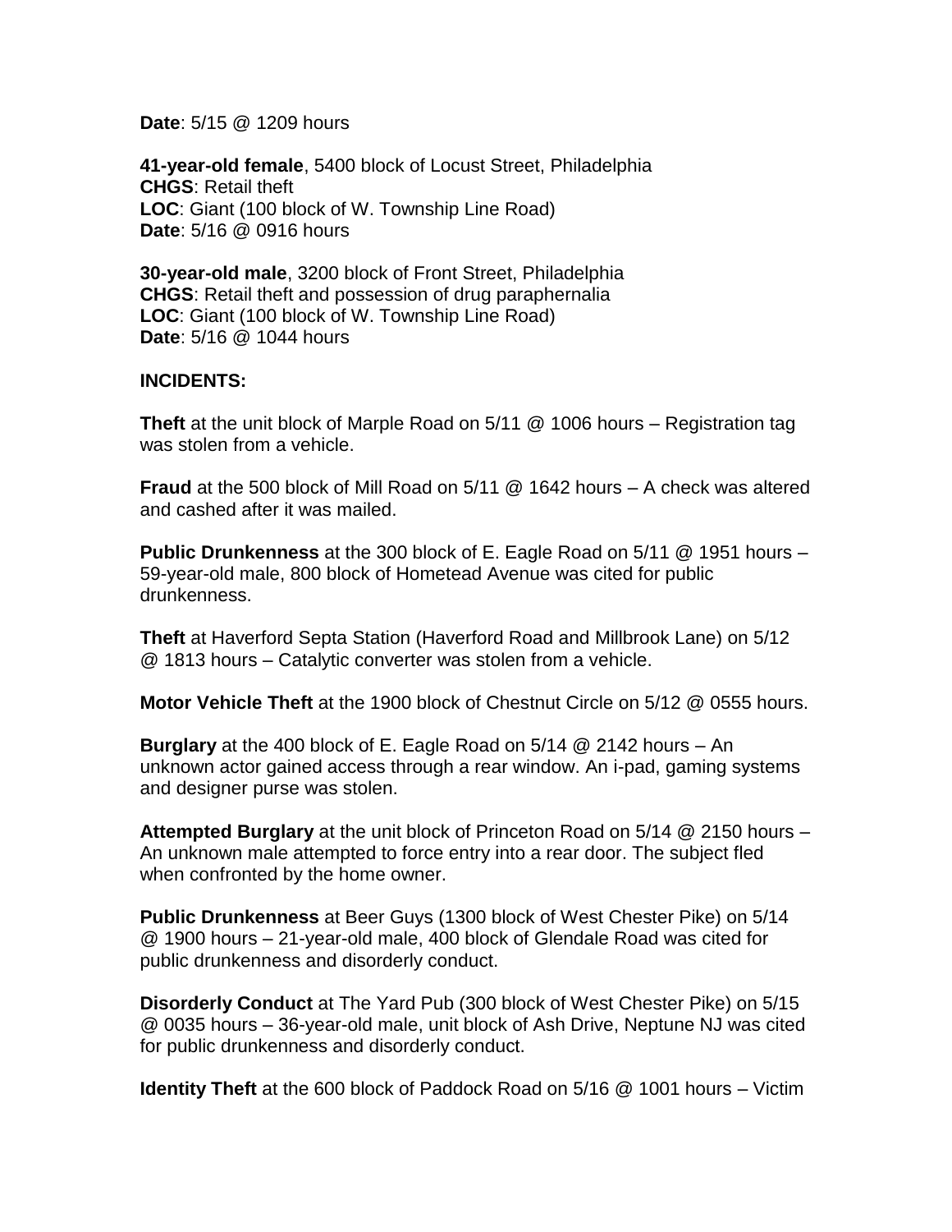**Date**: 5/15 @ 1209 hours

**41-year-old female**, 5400 block of Locust Street, Philadelphia
**CHGS**: Retail theft
**LOC**: Giant (100 block of W. Township Line Road)
**Date**: 5/16 @ 0916 hours

**30-year-old male**, 3200 block of Front Street, Philadelphia
**CHGS**: Retail theft and possession of drug paraphernalia
**LOC**: Giant (100 block of W. Township Line Road)
**Date**: 5/16 @ 1044 hours

**INCIDENTS:**

**Theft** at the unit block of Marple Road on 5/11 @ 1006 hours – Registration tag was stolen from a vehicle.

**Fraud** at the 500 block of Mill Road on 5/11 @ 1642 hours – A check was altered and cashed after it was mailed.

**Public Drunkenness** at the 300 block of E. Eagle Road on 5/11 @ 1951 hours – 59-year-old male, 800 block of Hometead Avenue was cited for public drunkenness.

**Theft** at Haverford Septa Station (Haverford Road and Millbrook Lane) on 5/12 @ 1813 hours – Catalytic converter was stolen from a vehicle.

**Motor Vehicle Theft** at the 1900 block of Chestnut Circle on 5/12 @ 0555 hours.

**Burglary** at the 400 block of E. Eagle Road on 5/14 @ 2142 hours – An unknown actor gained access through a rear window. An i-pad, gaming systems and designer purse was stolen.

**Attempted Burglary** at the unit block of Princeton Road on 5/14 @ 2150 hours – An unknown male attempted to force entry into a rear door. The subject fled when confronted by the home owner.

**Public Drunkenness** at Beer Guys (1300 block of West Chester Pike) on 5/14 @ 1900 hours – 21-year-old male, 400 block of Glendale Road was cited for public drunkenness and disorderly conduct.

**Disorderly Conduct** at The Yard Pub (300 block of West Chester Pike) on 5/15 @ 0035 hours – 36-year-old male, unit block of Ash Drive, Neptune NJ was cited for public drunkenness and disorderly conduct.

**Identity Theft** at the 600 block of Paddock Road on 5/16 @ 1001 hours – Victim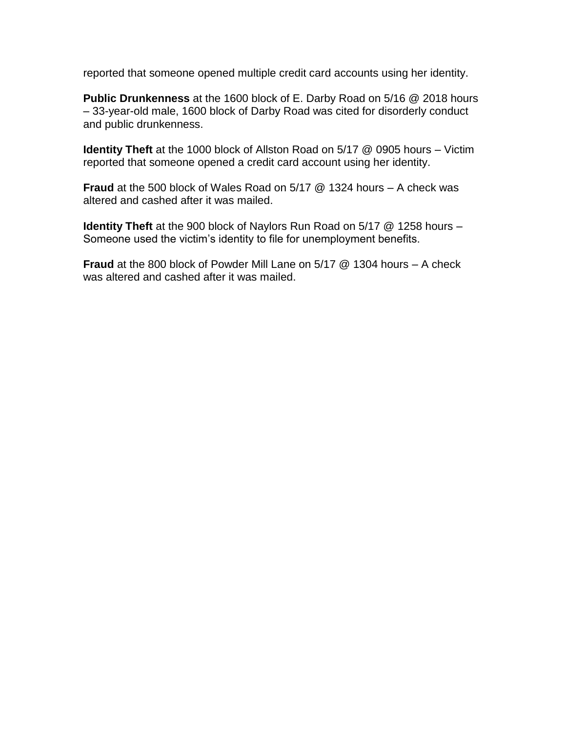reported that someone opened multiple credit card accounts using her identity.

**Public Drunkenness** at the 1600 block of E. Darby Road on 5/16 @ 2018 hours – 33-year-old male, 1600 block of Darby Road was cited for disorderly conduct and public drunkenness.

**Identity Theft** at the 1000 block of Allston Road on 5/17 @ 0905 hours – Victim reported that someone opened a credit card account using her identity.

**Fraud** at the 500 block of Wales Road on 5/17 @ 1324 hours – A check was altered and cashed after it was mailed.

**Identity Theft** at the 900 block of Naylors Run Road on 5/17 @ 1258 hours – Someone used the victim's identity to file for unemployment benefits.

**Fraud** at the 800 block of Powder Mill Lane on 5/17 @ 1304 hours – A check was altered and cashed after it was mailed.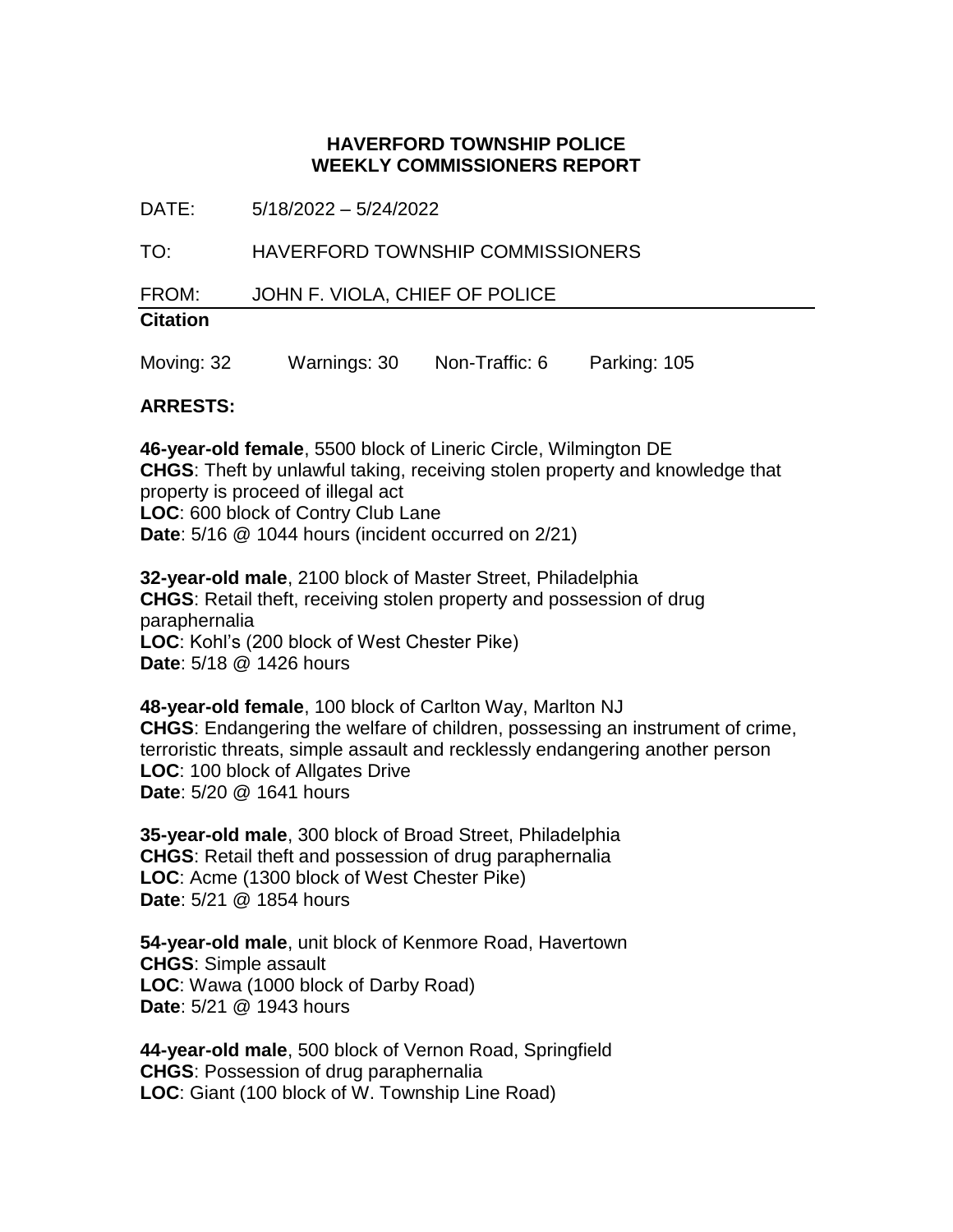**HAVERFORD TOWNSHIP POLICE**
**WEEKLY COMMISSIONERS REPORT**

DATE: 5/18/2022 – 5/24/2022

TO: HAVERFORD TOWNSHIP COMMISSIONERS

FROM: JOHN F. VIOLA, CHIEF OF POLICE

**Citation**

Moving: 32 Warnings: 30 Non-Traffic: 6 Parking: 105

**ARRESTS:**

**46-year-old female**, 5500 block of Lineric Circle, Wilmington DE
**CHGS**: Theft by unlawful taking, receiving stolen property and knowledge that property is proceed of illegal act
**LOC**: 600 block of Contry Club Lane
**Date**: 5/16 @ 1044 hours (incident occurred on 2/21)

**32-year-old male**, 2100 block of Master Street, Philadelphia
**CHGS**: Retail theft, receiving stolen property and possession of drug paraphernalia
**LOC**: Kohl's (200 block of West Chester Pike)
**Date**: 5/18 @ 1426 hours

**48-year-old female**, 100 block of Carlton Way, Marlton NJ
**CHGS**: Endangering the welfare of children, possessing an instrument of crime, terroristic threats, simple assault and recklessly endangering another person
**LOC**: 100 block of Allgates Drive
**Date**: 5/20 @ 1641 hours

**35-year-old male**, 300 block of Broad Street, Philadelphia
**CHGS**: Retail theft and possession of drug paraphernalia
**LOC**: Acme (1300 block of West Chester Pike)
**Date**: 5/21 @ 1854 hours

**54-year-old male**, unit block of Kenmore Road, Havertown
**CHGS**: Simple assault
**LOC**: Wawa (1000 block of Darby Road)
**Date**: 5/21 @ 1943 hours

**44-year-old male**, 500 block of Vernon Road, Springfield
**CHGS**: Possession of drug paraphernalia
**LOC**: Giant (100 block of W. Township Line Road)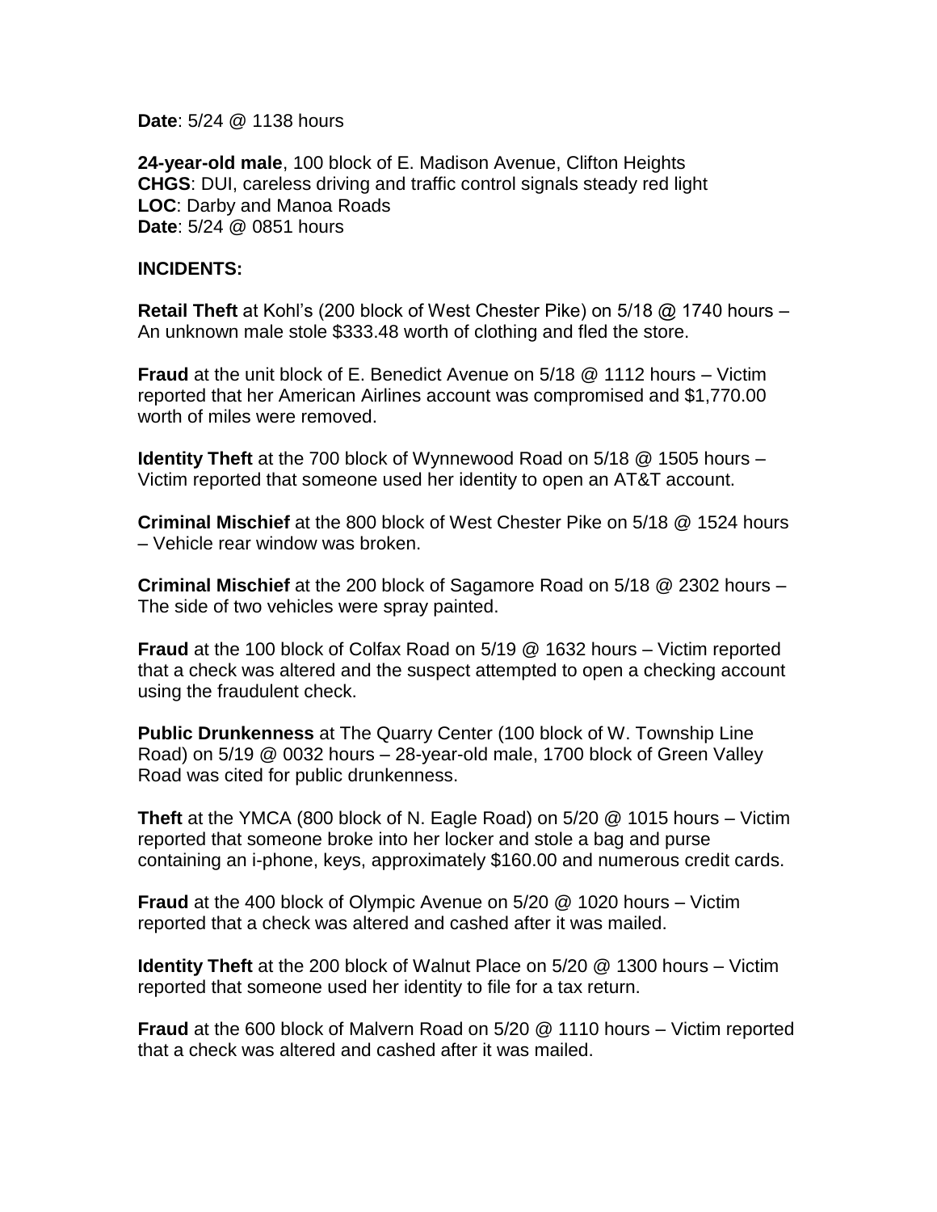**Date**: 5/24 @ 1138 hours

**24-year-old male**, 100 block of E. Madison Avenue, Clifton Heights
**CHGS**: DUI, careless driving and traffic control signals steady red light
**LOC**: Darby and Manoa Roads
**Date**: 5/24 @ 0851 hours

**INCIDENTS:**

**Retail Theft** at Kohl's (200 block of West Chester Pike) on 5/18 @ 1740 hours – An unknown male stole $333.48 worth of clothing and fled the store.

**Fraud** at the unit block of E. Benedict Avenue on 5/18 @ 1112 hours – Victim reported that her American Airlines account was compromised and $1,770.00 worth of miles were removed.

**Identity Theft** at the 700 block of Wynnewood Road on 5/18 @ 1505 hours – Victim reported that someone used her identity to open an AT&T account.

**Criminal Mischief** at the 800 block of West Chester Pike on 5/18 @ 1524 hours – Vehicle rear window was broken.

**Criminal Mischief** at the 200 block of Sagamore Road on 5/18 @ 2302 hours – The side of two vehicles were spray painted.

**Fraud** at the 100 block of Colfax Road on 5/19 @ 1632 hours – Victim reported that a check was altered and the suspect attempted to open a checking account using the fraudulent check.

**Public Drunkenness** at The Quarry Center (100 block of W. Township Line Road) on 5/19 @ 0032 hours – 28-year-old male, 1700 block of Green Valley Road was cited for public drunkenness.

**Theft** at the YMCA (800 block of N. Eagle Road) on 5/20 @ 1015 hours – Victim reported that someone broke into her locker and stole a bag and purse containing an i-phone, keys, approximately $160.00 and numerous credit cards.

**Fraud** at the 400 block of Olympic Avenue on 5/20 @ 1020 hours – Victim reported that a check was altered and cashed after it was mailed.

**Identity Theft** at the 200 block of Walnut Place on 5/20 @ 1300 hours – Victim reported that someone used her identity to file for a tax return.

**Fraud** at the 600 block of Malvern Road on 5/20 @ 1110 hours – Victim reported that a check was altered and cashed after it was mailed.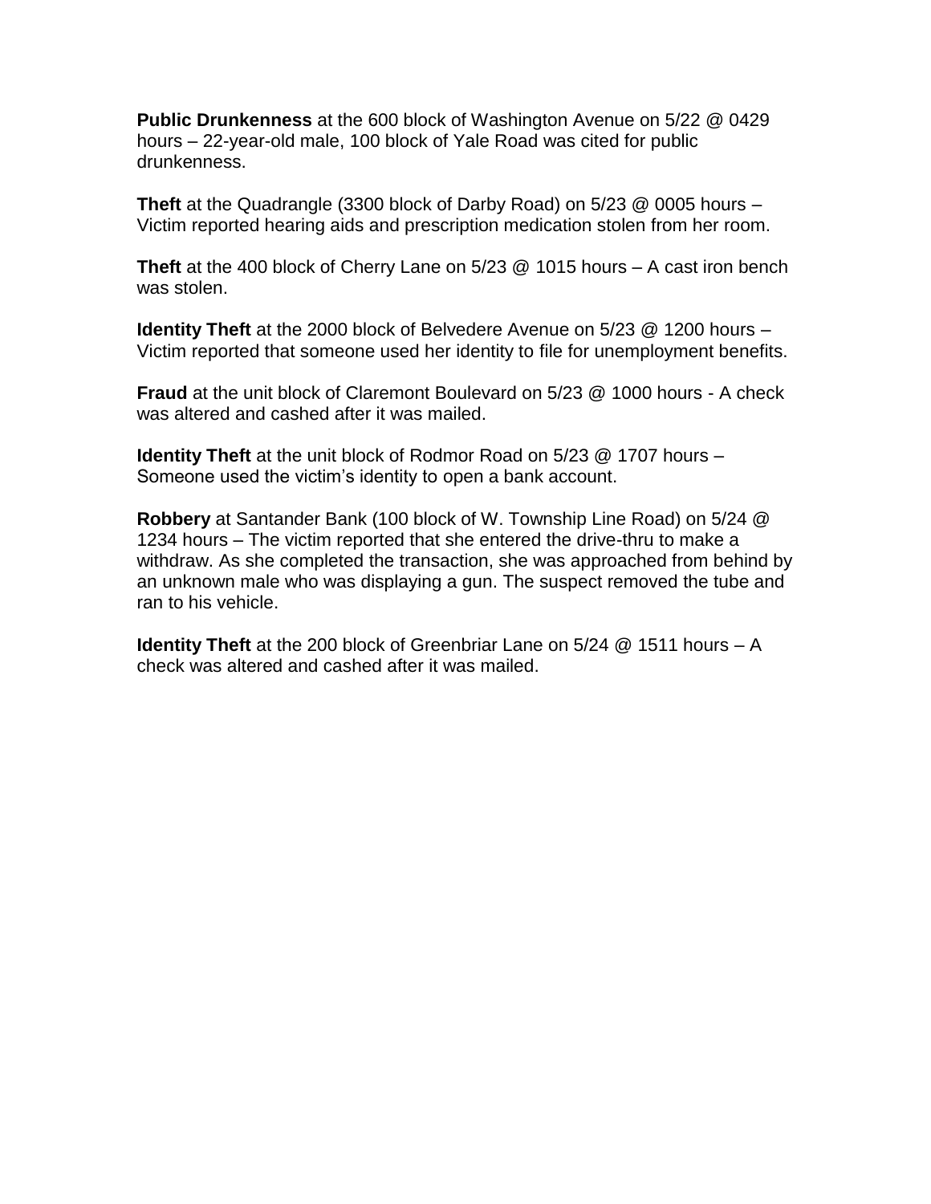**Public Drunkenness** at the 600 block of Washington Avenue on 5/22 @ 0429 hours – 22-year-old male, 100 block of Yale Road was cited for public drunkenness.

**Theft** at the Quadrangle (3300 block of Darby Road) on 5/23 @ 0005 hours – Victim reported hearing aids and prescription medication stolen from her room.

**Theft** at the 400 block of Cherry Lane on 5/23 @ 1015 hours – A cast iron bench was stolen.

**Identity Theft** at the 2000 block of Belvedere Avenue on 5/23 @ 1200 hours – Victim reported that someone used her identity to file for unemployment benefits.

**Fraud** at the unit block of Claremont Boulevard on 5/23 @ 1000 hours - A check was altered and cashed after it was mailed.

**Identity Theft** at the unit block of Rodmor Road on 5/23 @ 1707 hours – Someone used the victim's identity to open a bank account.

**Robbery** at Santander Bank (100 block of W. Township Line Road) on 5/24 @ 1234 hours – The victim reported that she entered the drive-thru to make a withdraw. As she completed the transaction, she was approached from behind by an unknown male who was displaying a gun. The suspect removed the tube and ran to his vehicle.

**Identity Theft** at the 200 block of Greenbriar Lane on 5/24 @ 1511 hours – A check was altered and cashed after it was mailed.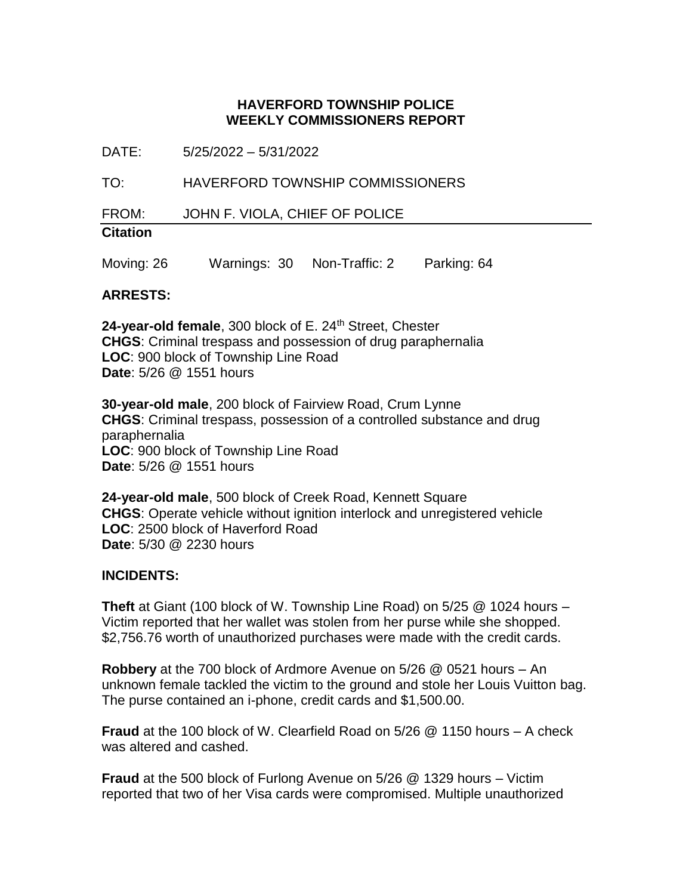**HAVERFORD TOWNSHIP POLICE**
**WEEKLY COMMISSIONERS REPORT**

DATE: 5/25/2022 – 5/31/2022

TO: HAVERFORD TOWNSHIP COMMISSIONERS

FROM: JOHN F. VIOLA, CHIEF OF POLICE

**Citation**

Moving: 26 Warnings: 30 Non-Traffic: 2 Parking: 64

**ARRESTS:**

**24-year-old female**, 300 block of E. 24th Street, Chester
**CHGS**: Criminal trespass and possession of drug paraphernalia
**LOC**: 900 block of Township Line Road
**Date**: 5/26 @ 1551 hours

**30-year-old male**, 200 block of Fairview Road, Crum Lynne
**CHGS**: Criminal trespass, possession of a controlled substance and drug paraphernalia
**LOC**: 900 block of Township Line Road
**Date**: 5/26 @ 1551 hours

**24-year-old male**, 500 block of Creek Road, Kennett Square
**CHGS**: Operate vehicle without ignition interlock and unregistered vehicle
**LOC**: 2500 block of Haverford Road
**Date**: 5/30 @ 2230 hours

**INCIDENTS:**

**Theft** at Giant (100 block of W. Township Line Road) on 5/25 @ 1024 hours – Victim reported that her wallet was stolen from her purse while she shopped. $2,756.76 worth of unauthorized purchases were made with the credit cards.

**Robbery** at the 700 block of Ardmore Avenue on 5/26 @ 0521 hours – An unknown female tackled the victim to the ground and stole her Louis Vuitton bag. The purse contained an i-phone, credit cards and $1,500.00.

**Fraud** at the 100 block of W. Clearfield Road on 5/26 @ 1150 hours – A check was altered and cashed.

**Fraud** at the 500 block of Furlong Avenue on 5/26 @ 1329 hours – Victim reported that two of her Visa cards were compromised. Multiple unauthorized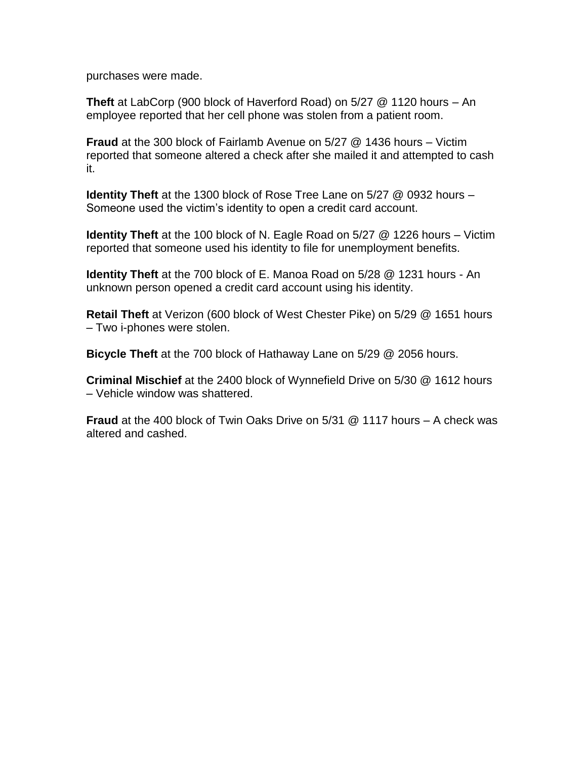purchases were made.

**Theft** at LabCorp (900 block of Haverford Road) on 5/27 @ 1120 hours – An employee reported that her cell phone was stolen from a patient room.

**Fraud** at the 300 block of Fairlamb Avenue on 5/27 @ 1436 hours – Victim reported that someone altered a check after she mailed it and attempted to cash it.

**Identity Theft** at the 1300 block of Rose Tree Lane on 5/27 @ 0932 hours – Someone used the victim's identity to open a credit card account.

**Identity Theft** at the 100 block of N. Eagle Road on 5/27 @ 1226 hours – Victim reported that someone used his identity to file for unemployment benefits.

**Identity Theft** at the 700 block of E. Manoa Road on 5/28 @ 1231 hours - An unknown person opened a credit card account using his identity.

**Retail Theft** at Verizon (600 block of West Chester Pike) on 5/29 @ 1651 hours – Two i-phones were stolen.

**Bicycle Theft** at the 700 block of Hathaway Lane on 5/29 @ 2056 hours.

**Criminal Mischief** at the 2400 block of Wynnefield Drive on 5/30 @ 1612 hours – Vehicle window was shattered.

**Fraud** at the 400 block of Twin Oaks Drive on 5/31 @ 1117 hours – A check was altered and cashed.